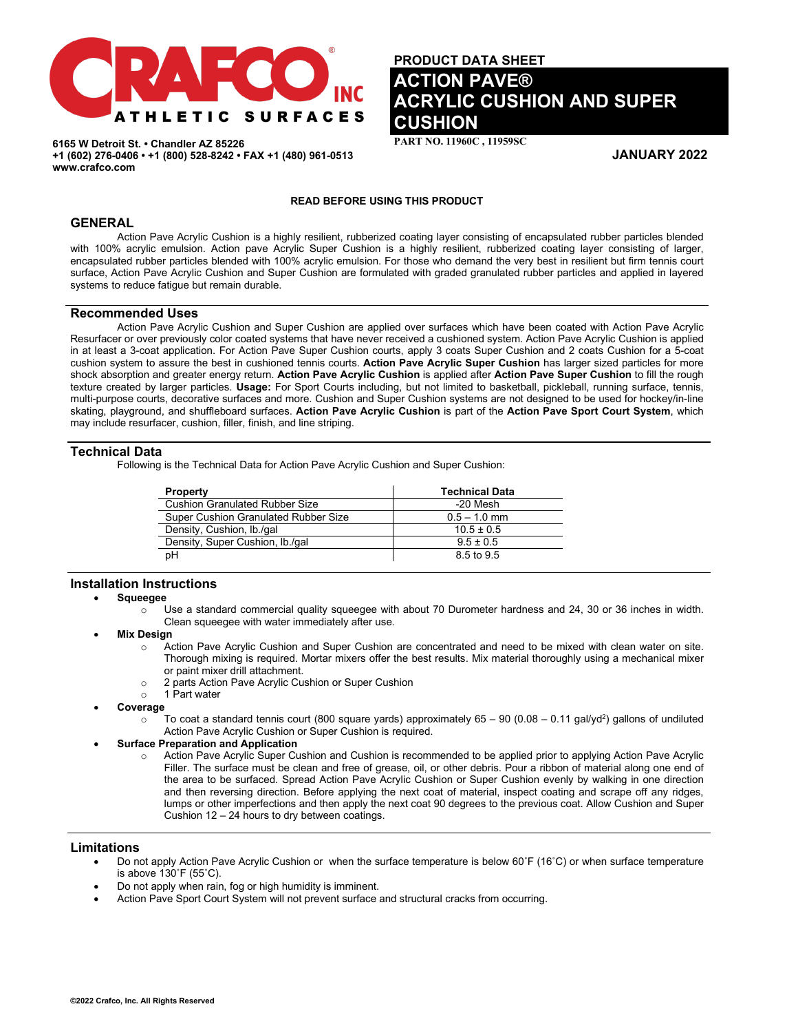**CRAFCO INC** ®
**ATHLETIC SURFACES**

**6165 W Detroit St. • Chandler AZ 85226**
**+1 (602) 276-0406 • +1 (800) 528-8242 • FAX +1 (480) 961-0513**
**www.crafco.com**

**PRODUCT DATA SHEET**

# ACTION PAVE® ACRYLIC CUSHION AND SUPER CUSHION

**PART NO. 11960C , 11959SC**

**JANUARY 2022**

**READ BEFORE USING THIS PRODUCT**

## GENERAL

Action Pave Acrylic Cushion is a highly resilient, rubberized coating layer consisting of encapsulated rubber particles blended with 100% acrylic emulsion. Action pave Acrylic Super Cushion is a highly resilient, rubberized coating layer consisting of larger, encapsulated rubber particles blended with 100% acrylic emulsion. For those who demand the very best in resilient but firm tennis court surface, Action Pave Acrylic Cushion and Super Cushion are formulated with graded granulated rubber particles and applied in layered systems to reduce fatigue but remain durable.

## Recommended Uses

Action Pave Acrylic Cushion and Super Cushion are applied over surfaces which have been coated with Action Pave Acrylic Resurfacer or over previously color coated systems that have never received a cushioned system. Action Pave Acrylic Cushion is applied in at least a 3-coat application. For Action Pave Super Cushion courts, apply 3 coats Super Cushion and 2 coats Cushion for a 5-coat cushion system to assure the best in cushioned tennis courts. **Action Pave Acrylic Super Cushion** has larger sized particles for more shock absorption and greater energy return. **Action Pave Acrylic Cushion** is applied after **Action Pave Super Cushion** to fill the rough texture created by larger particles. **Usage:** For Sport Courts including, but not limited to basketball, pickleball, running surface, tennis, multi-purpose courts, decorative surfaces and more. Cushion and Super Cushion systems are not designed to be used for hockey/in-line skating, playground, and shuffleboard surfaces. **Action Pave Acrylic Cushion** is part of the **Action Pave Sport Court System**, which may include resurfacer, cushion, filler, finish, and line striping.

## Technical Data

Following is the Technical Data for Action Pave Acrylic Cushion and Super Cushion:

| Property | Technical Data |
|---|---|
| Cushion Granulated Rubber Size | -20 Mesh |
| Super Cushion Granulated Rubber Size | 0.5 – 1.0 mm |
| Density, Cushion, lb./gal | 10.5 ± 0.5 |
| Density, Super Cushion, lb./gal | 9.5 ± 0.5 |
| pH | 8.5 to 9.5 |

## Installation Instructions

- **Squeegee**
  - Use a standard commercial quality squeegee with about 70 Durometer hardness and 24, 30 or 36 inches in width. Clean squeegee with water immediately after use.
- **Mix Design**
  - Action Pave Acrylic Cushion and Super Cushion are concentrated and need to be mixed with clean water on site. Thorough mixing is required. Mortar mixers offer the best results. Mix material thoroughly using a mechanical mixer or paint mixer drill attachment.
  - 2 parts Action Pave Acrylic Cushion or Super Cushion
  - 1 Part water
- **Coverage**
  - To coat a standard tennis court (800 square yards) approximately 65 – 90 (0.08 – 0.11 gal/yd$^2$) gallons of undiluted Action Pave Acrylic Cushion or Super Cushion is required.
- **Surface Preparation and Application**
  - Action Pave Acrylic Super Cushion and Cushion is recommended to be applied prior to applying Action Pave Acrylic Filler. The surface must be clean and free of grease, oil, or other debris. Pour a ribbon of material along one end of the area to be surfaced. Spread Action Pave Acrylic Cushion or Super Cushion evenly by walking in one direction and then reversing direction. Before applying the next coat of material, inspect coating and scrape off any ridges, lumps or other imperfections and then apply the next coat 90 degrees to the previous coat. Allow Cushion and Super Cushion 12 – 24 hours to dry between coatings.

## Limitations

- Do not apply Action Pave Acrylic Cushion or when the surface temperature is below 60˚F (16˚C) or when surface temperature is above 130˚F (55˚C).
- Do not apply when rain, fog or high humidity is imminent.
- Action Pave Sport Court System will not prevent surface and structural cracks from occurring.

©2022 Crafco, Inc. All Rights Reserved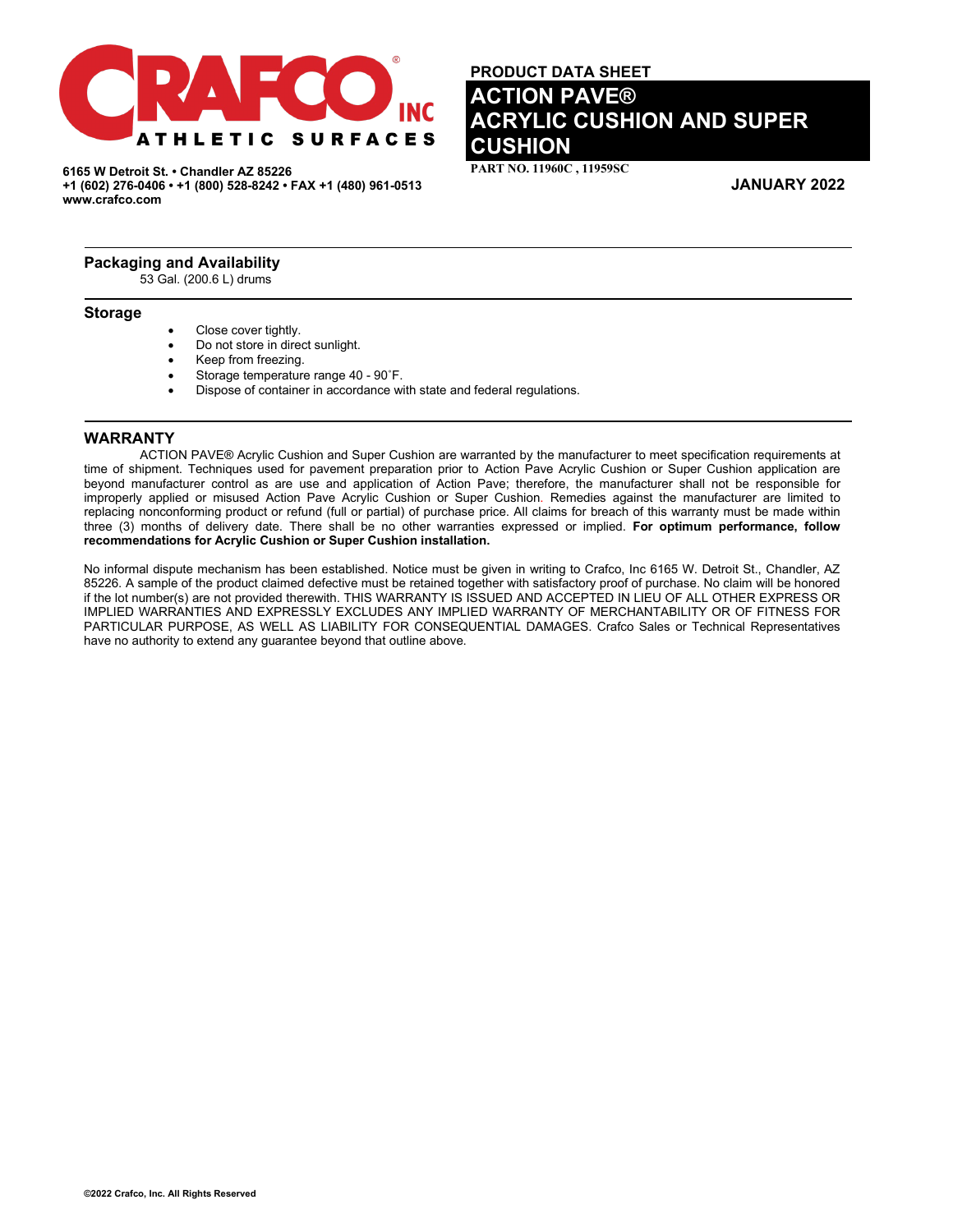**CRAFCO® INC ATHLETIC SURFACES**

**6165 W Detroit St. • Chandler AZ 85226**
**+1 (602) 276-0406 • +1 (800) 528-8242 • FAX +1 (480) 961-0513**
**www.crafco.com**

**PRODUCT DATA SHEET**

# ACTION PAVE® ACRYLIC CUSHION AND SUPER CUSHION

**PART NO. 11960C , 11959SC**

**JANUARY 2022**

## Packaging and Availability

53 Gal. (200.6 L) drums

## Storage

- Close cover tightly.
- Do not store in direct sunlight.
- Keep from freezing.
- Storage temperature range 40 - 90˚F.
- Dispose of container in accordance with state and federal regulations.

## WARRANTY

ACTION PAVE® Acrylic Cushion and Super Cushion are warranted by the manufacturer to meet specification requirements at time of shipment. Techniques used for pavement preparation prior to Action Pave Acrylic Cushion or Super Cushion application are beyond manufacturer control as are use and application of Action Pave; therefore, the manufacturer shall not be responsible for improperly applied or misused Action Pave Acrylic Cushion or Super Cushion. Remedies against the manufacturer are limited to replacing nonconforming product or refund (full or partial) of purchase price. All claims for breach of this warranty must be made within three (3) months of delivery date. There shall be no other warranties expressed or implied. **For optimum performance, follow recommendations for Acrylic Cushion or Super Cushion installation.**

No informal dispute mechanism has been established. Notice must be given in writing to Crafco, Inc 6165 W. Detroit St., Chandler, AZ 85226. A sample of the product claimed defective must be retained together with satisfactory proof of purchase. No claim will be honored if the lot number(s) are not provided therewith. THIS WARRANTY IS ISSUED AND ACCEPTED IN LIEU OF ALL OTHER EXPRESS OR IMPLIED WARRANTIES AND EXPRESSLY EXCLUDES ANY IMPLIED WARRANTY OF MERCHANTABILITY OR OF FITNESS FOR PARTICULAR PURPOSE, AS WELL AS LIABILITY FOR CONSEQUENTIAL DAMAGES. Crafco Sales or Technical Representatives have no authority to extend any guarantee beyond that outline above.

**©2022 Crafco, Inc. All Rights Reserved**